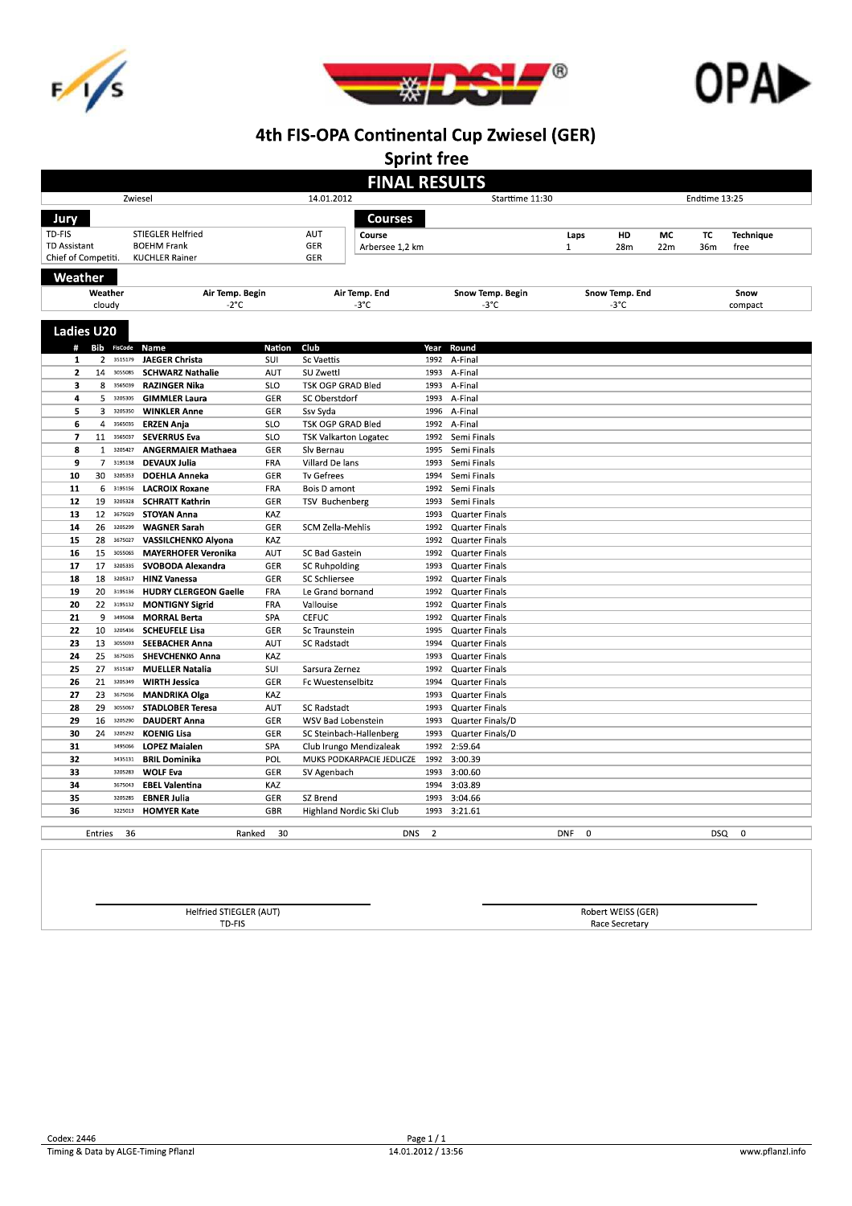# 4th FIS-OPA Continental Cup Zwiesel (GER)

## Sprint free

## FINAL RESULTS

| Zwiesel | 14.01.2012 | Starttime 11:30 | Endtime 13:25 |
|---|---|---|---|

### Jury

| | | |
|---|---|---|
| TD-FIS | STIEGLER Helfried | AUT |
| TD Assistant | BOEHM Frank | GER |
| Chief of Competiti. | KUCHLER Rainer | GER |

### Courses

| Course | Laps | HD | MC | TC | Technique |
|---|---|---|---|---|---|
| Arbersee 1,2 km | 1 | 28m | 22m | 36m | free |

### Weather

| Weather | Air Temp. Begin | Air Temp. End | Snow Temp. Begin | Snow Temp. End | Snow |
|---|---|---|---|---|---|
| cloudy | -2°C | -3°C | -3°C | -3°C | compact |

### Ladies U20

| # | Bib | FisCode | Name | Nation | Club | Year | Round |
|---|---|---|---|---|---|---|---|
| 1 | 2 | 3515179 | JAEGER Christa | SUI | Sc Vaettis | 1992 | A-Final |
| 2 | 14 | 3055085 | SCHWARZ Nathalie | AUT | SU Zwettl | 1993 | A-Final |
| 3 | 8 | 3565039 | RAZINGER Nika | SLO | TSK OGP GRAD Bled | 1993 | A-Final |
| 4 | 5 | 3205305 | GIMMLER Laura | GER | SC Oberstdorf | 1993 | A-Final |
| 5 | 3 | 3205350 | WINKLER Anne | GER | Ssv Syda | 1996 | A-Final |
| 6 | 4 | 3565035 | ERZEN Anja | SLO | TSK OGP GRAD Bled | 1992 | A-Final |
| 7 | 11 | 3565037 | SEVERRUS Eva | SLO | TSK Valkarton Logatec | 1992 | Semi Finals |
| 8 | 1 | 3205427 | ANGERMAIER Mathaea | GER | Slv Bernau | 1995 | Semi Finals |
| 9 | 7 | 3195138 | DEVAUX Julia | FRA | Villard De lans | 1993 | Semi Finals |
| 10 | 30 | 3205353 | DOEHLA Anneka | GER | Tv Gefrees | 1994 | Semi Finals |
| 11 | 6 | 3195156 | LACROIX Roxane | FRA | Bois D amont | 1992 | Semi Finals |
| 12 | 19 | 3205328 | SCHRATT Kathrin | GER | TSV Buchenberg | 1993 | Semi Finals |
| 13 | 12 | 3675029 | STOYAN Anna | KAZ | | 1993 | Quarter Finals |
| 14 | 26 | 3205299 | WAGNER Sarah | GER | SCM Zella-Mehlis | 1992 | Quarter Finals |
| 15 | 28 | 3675027 | VASSILCHENKO Alyona | KAZ | | 1992 | Quarter Finals |
| 16 | 15 | 3055065 | MAYERHOFER Veronika | AUT | SC Bad Gastein | 1992 | Quarter Finals |
| 17 | 17 | 3205335 | SVOBODA Alexandra | GER | SC Ruhpolding | 1993 | Quarter Finals |
| 18 | 18 | 3205317 | HINZ Vanessa | GER | SC Schliersee | 1992 | Quarter Finals |
| 19 | 20 | 3195136 | HUDRY CLERGEON Gaelle | FRA | Le Grand bornand | 1992 | Quarter Finals |
| 20 | 22 | 3195132 | MONTIGNY Sigrid | FRA | Vallouise | 1992 | Quarter Finals |
| 21 | 9 | 3495068 | MORRAL Berta | SPA | CEFUC | 1992 | Quarter Finals |
| 22 | 10 | 3205436 | SCHEUFELE Lisa | GER | SC Traunstein | 1995 | Quarter Finals |
| 23 | 13 | 3055093 | SEEBACHER Anna | AUT | SC Radstadt | 1994 | Quarter Finals |
| 24 | 25 | 3675035 | SHEVCHENKO Anna | KAZ | | 1993 | Quarter Finals |
| 25 | 27 | 3515187 | MUELLER Natalia | SUI | Sarsura Zernez | 1992 | Quarter Finals |
| 26 | 21 | 3205349 | WIRTH Jessica | GER | Fc Wuestenselbitz | 1994 | Quarter Finals |
| 27 | 23 | 3675036 | MANDRIKA Olga | KAZ | | 1993 | Quarter Finals |
| 28 | 29 | 3055067 | STADLOBER Teresa | AUT | SC Radstadt | 1993 | Quarter Finals |
| 29 | 16 | 3205290 | DAUDERT Anna | GER | WSV Bad Lobenstein | 1993 | Quarter Finals/D |
| 30 | 24 | 3205292 | KOENIG Lisa | GER | SC Steinbach-Hallenberg | 1993 | Quarter Finals/D |
| 31 | | 3495066 | LOPEZ Maialen | SPA | Club Irungo Mendizaleak | 1992 | 2:59.64 |
| 32 | | 3435131 | BRIL Dominika | POL | MUKS PODKARPACIE JEDLICZE | 1992 | 3:00.39 |
| 33 | | 3205283 | WOLF Eva | GER | SV Agenbach | 1993 | 3:00.60 |
| 34 | | 3675043 | EBEL Valentina | KAZ | | 1994 | 3:03.89 |
| 35 | | 3205285 | EBNER Julia | GER | SZ Brend | 1993 | 3:04.66 |
| 36 | | 3225013 | HOMYER Kate | GBR | Highland Nordic Ski Club | 1993 | 3:21.61 |

| Entries 36 | Ranked 30 | DNS 2 | DNF 0 | DSQ 0 |
|---|---|---|---|---|

Helfried STIEGLER (AUT)
TD-FIS

Robert WEISS (GER)
Race Secretary

Codex: 2446

Timing & Data by ALGE-Timing Pflanzl

14.01.2012 / 13:56

www.pflanzl.info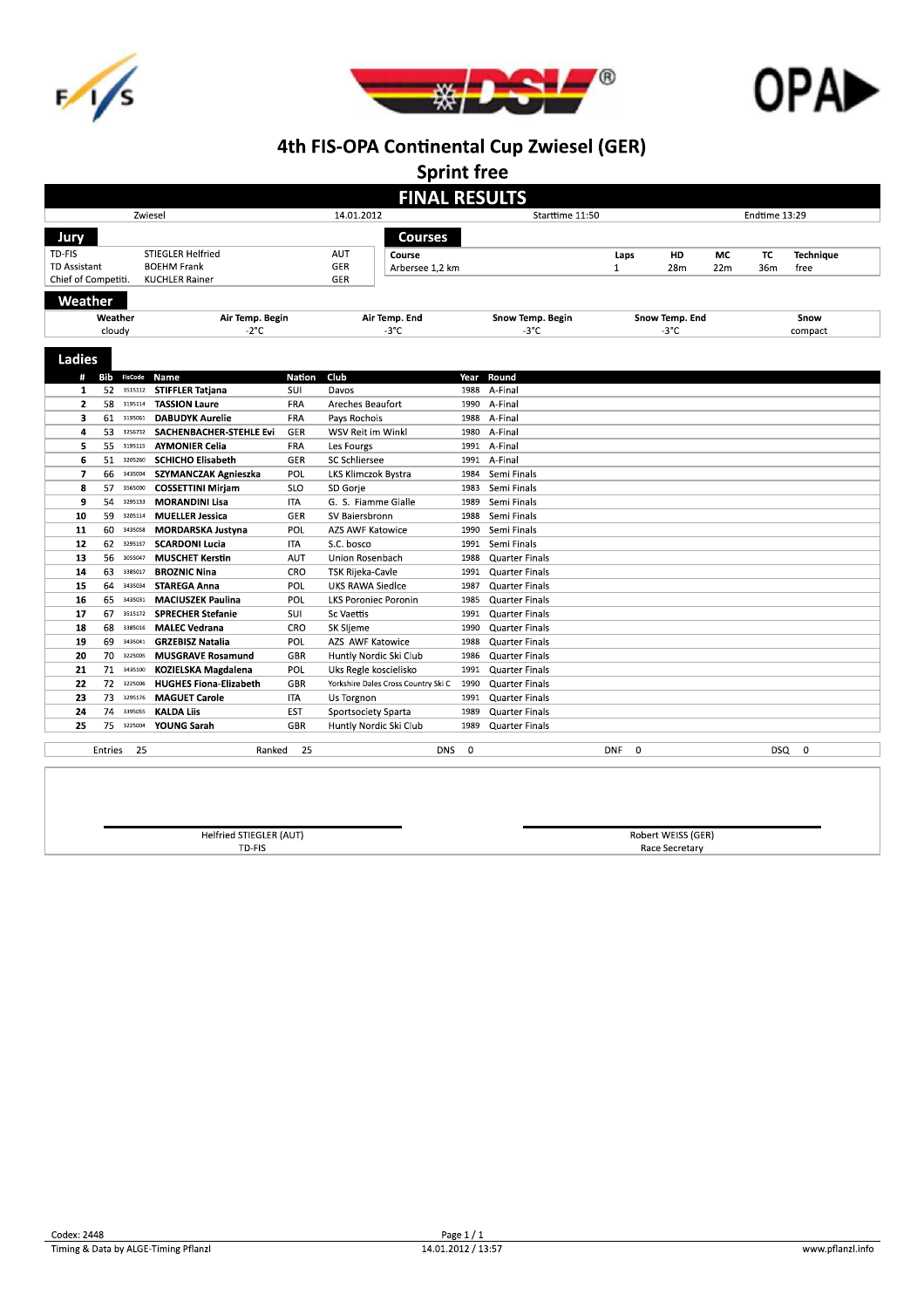# 4th FIS-OPA Continental Cup Zwiesel (GER)

## Sprint free

## FINAL RESULTS

| Zwiesel | 14.01.2012 | Starttime 11:50 | Endtime 13:29 |
|---|---|---|---|

### Jury

| | | |
|---|---|---|
| TD-FIS | STIEGLER Helfried | AUT |
| TD Assistant | BOEHM Frank | GER |
| Chief of Competiti. | KUCHLER Rainer | GER |

### Courses

| Course | Laps | HD | MC | TC | Technique |
|---|---|---|---|---|---|
| Arbersee 1,2 km | 1 | 28m | 22m | 36m | free |

### Weather

| Weather | Air Temp. Begin | Air Temp. End | Snow Temp. Begin | Snow Temp. End | Snow |
|---|---|---|---|---|---|
| cloudy | -2°C | -3°C | -3°C | -3°C | compact |

### Ladies

| # | Bib | FisCode | Name | Nation | Club | Year | Round |
|---|---|---|---|---|---|---|---|
| 1 | 52 | 3515112 | STIFFLER Tatjana | SUI | Davos | 1988 | A-Final |
| 2 | 58 | 3195114 | TASSION Laure | FRA | Areches Beaufort | 1990 | A-Final |
| 3 | 61 | 3195061 | DABUDYK Aurelie | FRA | Pays Rochois | 1988 | A-Final |
| 4 | 53 | 1256732 | SACHENBACHER-STEHLE Evi | GER | WSV Reit im Winkl | 1980 | A-Final |
| 5 | 55 | 3195115 | AYMONIER Celia | FRA | Les Fourgs | 1991 | A-Final |
| 6 | 51 | 3205260 | SCHICHO Elisabeth | GER | SC Schliersee | 1991 | A-Final |
| 7 | 66 | 3435004 | SZYMANCZAK Agnieszka | POL | LKS Klimczok Bystra | 1984 | Semi Finals |
| 8 | 57 | 3565000 | COSSETTINI Mirjam | SLO | SD Gorje | 1983 | Semi Finals |
| 9 | 54 | 3295133 | MORANDINI Lisa | ITA | G. S. Fiamme Gialle | 1989 | Semi Finals |
| 10 | 59 | 3205114 | MUELLER Jessica | GER | SV Baiersbronn | 1988 | Semi Finals |
| 11 | 60 | 3435058 | MORDARSKA Justyna | POL | AZS AWF Katowice | 1990 | Semi Finals |
| 12 | 62 | 3295157 | SCARDONI Lucia | ITA | S.C. bosco | 1991 | Semi Finals |
| 13 | 56 | 3055047 | MUSCHET Kerstin | AUT | Union Rosenbach | 1988 | Quarter Finals |
| 14 | 63 | 3385017 | BROZNIC Nina | CRO | TSK Rijeka-Cavle | 1991 | Quarter Finals |
| 15 | 64 | 3435034 | STAREGA Anna | POL | UKS RAWA Siedlce | 1987 | Quarter Finals |
| 16 | 65 | 3435031 | MACIUSZEK Paulina | POL | LKS Poroniec Poronin | 1985 | Quarter Finals |
| 17 | 67 | 3515172 | SPRECHER Stefanie | SUI | Sc Vaettis | 1991 | Quarter Finals |
| 18 | 68 | 3385016 | MALEC Vedrana | CRO | SK Sljeme | 1990 | Quarter Finals |
| 19 | 69 | 3435041 | GRZEBISZ Natalia | POL | AZS AWF Katowice | 1988 | Quarter Finals |
| 20 | 70 | 3225005 | MUSGRAVE Rosamund | GBR | Huntly Nordic Ski Club | 1986 | Quarter Finals |
| 21 | 71 | 3435100 | KOZIELSKA Magdalena | POL | Uks Regle koscielisko | 1991 | Quarter Finals |
| 22 | 72 | 3225006 | HUGHES Fiona-Elizabeth | GBR | Yorkshire Dales Cross Country Ski C | 1990 | Quarter Finals |
| 23 | 73 | 3295176 | MAGUET Carole | ITA | Us Torgnon | 1991 | Quarter Finals |
| 24 | 74 | 3395055 | KALDA Liis | EST | Sportsociety Sparta | 1989 | Quarter Finals |
| 25 | 75 | 3225004 | YOUNG Sarah | GBR | Huntly Nordic Ski Club | 1989 | Quarter Finals |

| Entries 25 | Ranked 25 | DNS 0 | DNF 0 | DSQ 0 |
|---|---|---|---|---|

Helfried STIEGLER (AUT)
TD-FIS

Robert WEISS (GER)
Race Secretary

Codex: 2448
Timing & Data by ALGE-Timing Pflanzl
14.01.2012 / 13:57
www.pflanzl.info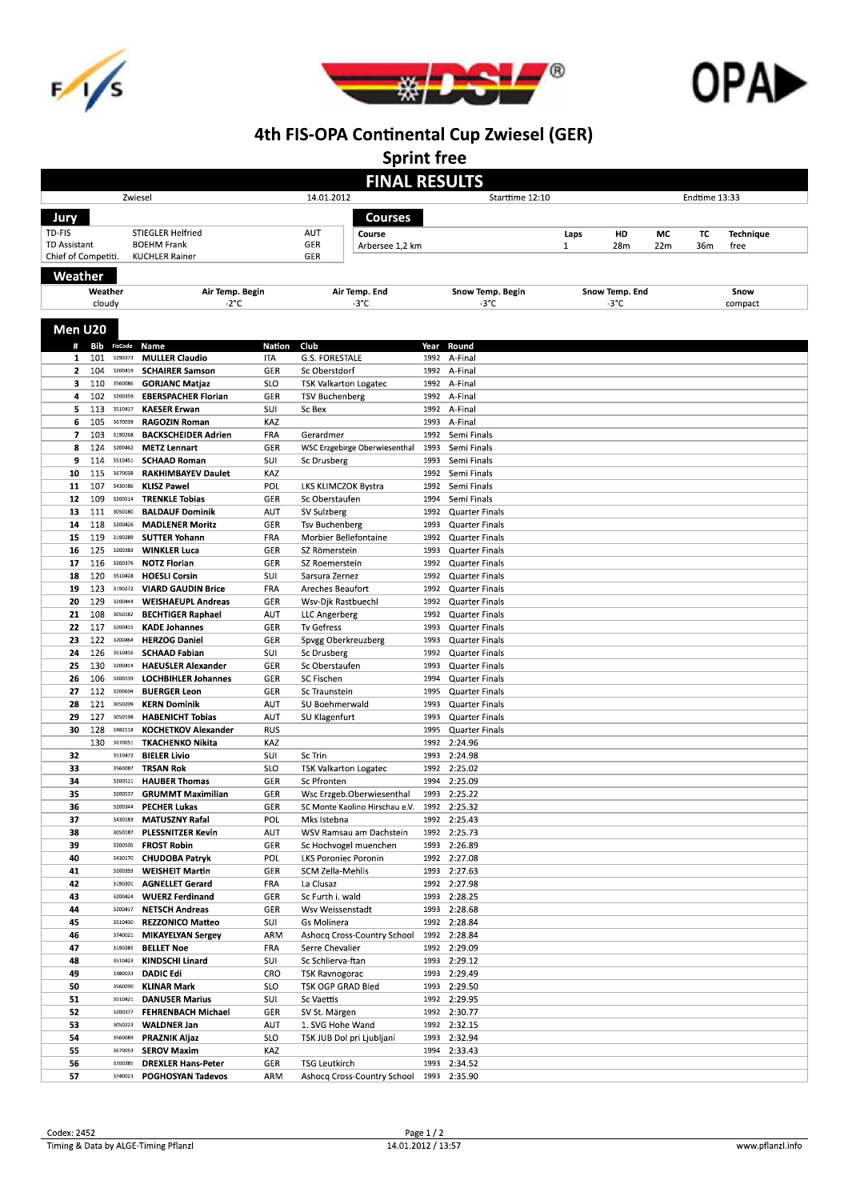# 4th FIS-OPA Continental Cup Zwiesel (GER)

## Sprint free

## FINAL RESULTS

| Zwiesel | 14.01.2012 | Starttime 12:10 | Endtime 13:33 |
|---|---|---|---|

### Jury

| | | |
|---|---|---|
| TD-FIS | STIEGLER Helfried | AUT |
| TD Assistant | BOEHM Frank | GER |
| Chief of Competiti. | KUCHLER Rainer | GER |

### Courses

| Course | Laps | HD | MC | TC | Technique |
|---|---|---|---|---|---|
| Arbersee 1,2 km | 1 | 28m | 22m | 36m | free |

### Weather

| Weather | Air Temp. Begin | Air Temp. End | Snow Temp. Begin | Snow Temp. End | Snow |
|---|---|---|---|---|---|
| cloudy | -2°C | -3°C | -3°C | -3°C | compact |

### Men U20

| # | Bib | FisCode | Name | Nation | Club | Year | Round |
|---|---|---|---|---|---|---|---|
| 1 | 101 | 3290373 | MULLER Claudio | ITA | G.S. FORESTALE | 1992 | A-Final |
| 2 | 104 | 3200419 | SCHAIRER Samson | GER | Sc Oberstdorf | 1992 | A-Final |
| 3 | 110 | 3560086 | GORJANC Matjaz | SLO | TSK Valkarton Logatec | 1992 | A-Final |
| 4 | 102 | 3200359 | EBERSPACHER Florian | GER | TSV Buchenberg | 1992 | A-Final |
| 5 | 113 | 3510417 | KAESER Erwan | SUI | Sc Bex | 1992 | A-Final |
| 6 | 105 | 3670039 | RAGOZIN Roman | KAZ | | 1993 | A-Final |
| 7 | 103 | 3190268 | BACKSCHEIDER Adrien | FRA | Gerardmer | 1992 | Semi Finals |
| 8 | 124 | 3200462 | METZ Lennart | GER | WSC Erzgebirge Oberwiesenthal | 1993 | Semi Finals |
| 9 | 114 | 3510451 | SCHAAD Roman | SUI | Sc Drusberg | 1993 | Semi Finals |
| 10 | 115 | 3670038 | RAKHIMBAYEV Daulet | KAZ | | 1992 | Semi Finals |
| 11 | 107 | 3430186 | KLISZ Pawel | POL | LKS KLIMCZOK Bystra | 1992 | Semi Finals |
| 12 | 109 | 3200514 | TRENKLE Tobias | GER | Sc Oberstaufen | 1994 | Semi Finals |
| 13 | 111 | 3050180 | BALDAUF Dominik | AUT | SV Sulzberg | 1992 | Quarter Finals |
| 14 | 118 | 3200426 | MADLENER Moritz | GER | Tsv Buchenberg | 1993 | Quarter Finals |
| 15 | 119 | 3190289 | SUTTER Yohann | FRA | Morbier Bellefontaine | 1992 | Quarter Finals |
| 16 | 125 | 3200383 | WINKLER Luca | GER | SZ Römerstein | 1993 | Quarter Finals |
| 17 | 116 | 3200376 | NOTZ Florian | GER | SZ Roemerstein | 1992 | Quarter Finals |
| 18 | 120 | 3510428 | HOESLI Corsin | SUI | Sarsura Zernez | 1992 | Quarter Finals |
| 19 | 123 | 3190272 | VIARD GAUDIN Brice | FRA | Areches Beaufort | 1992 | Quarter Finals |
| 20 | 129 | 3200444 | WEISHAEUPL Andreas | GER | Wsv-Djk Rastbuechl | 1992 | Quarter Finals |
| 21 | 108 | 3050182 | BECHTIGER Raphael | AUT | LLC Angerberg | 1992 | Quarter Finals |
| 22 | 117 | 3200415 | KADE Johannes | GER | Tv Gefress | 1993 | Quarter Finals |
| 23 | 122 | 3200464 | HERZOG Daniel | GER | Spvgg Oberkreuzberg | 1993 | Quarter Finals |
| 24 | 126 | 3510416 | SCHAAD Fabian | SUI | Sc Drusberg | 1992 | Quarter Finals |
| 25 | 130 | 3200414 | HAEUSLER Alexander | GER | Sc Oberstaufen | 1993 | Quarter Finals |
| 26 | 106 | 3200539 | LOCHBIHLER Johannes | GER | SC Fischen | 1994 | Quarter Finals |
| 27 | 112 | 3200604 | BUERGER Leon | GER | Sc Traunstein | 1995 | Quarter Finals |
| 28 | 121 | 3050209 | KERN Dominik | AUT | SU Boehmerwald | 1993 | Quarter Finals |
| 29 | 127 | 3050198 | HABENICHT Tobias | AUT | SU Klagenfurt | 1993 | Quarter Finals |
| 30 | 128 | 3482118 | KOCHETKOV Alexander | RUS | | 1995 | Quarter Finals |
| | 130 | 3670051 | TKACHENKO Nikita | KAZ | | 1992 | 2:24.96 |
| 32 | | 3510472 | BIELER Livio | SUI | Sc Trin | 1993 | 2:24.98 |
| 33 | | 3560087 | TRSAN Rok | SLO | TSK Valkarton Logatec | 1992 | 2:25.02 |
| 34 | | 3200511 | HAUBER Thomas | GER | Sc Pfronten | 1994 | 2:25.09 |
| 35 | | 3200537 | GRUMMT Maximilian | GER | Wsc Erzgeb.Oberwiesenthal | 1993 | 2:25.22 |
| 36 | | 3200344 | PECHER Lukas | GER | SC Monte Kaolino Hirschau e.V. | 1992 | 2:25.32 |
| 37 | | 3430183 | MATUSZNY Rafal | POL | Mks Istebna | 1992 | 2:25.43 |
| 38 | | 3050187 | PLESSNITZER Kevin | AUT | WSV Ramsau am Dachstein | 1992 | 2:25.73 |
| 39 | | 3200505 | FROST Robin | GER | Sc Hochvogel muenchen | 1993 | 2:26.89 |
| 40 | | 3430170 | CHUDOBA Patryk | POL | LKS Poroniec Poronin | 1992 | 2:27.08 |
| 41 | | 3200393 | WEISHEIT Martin | GER | SCM Zella-Mehlis | 1993 | 2:27.63 |
| 42 | | 3190301 | AGNELLET Gerard | FRA | La Clusaz | 1992 | 2:27.98 |
| 43 | | 3200424 | WUERZ Ferdinand | GER | Sc Furth i. wald | 1993 | 2:28.25 |
| 44 | | 3200417 | NETSCH Andreas | GER | Wsv Weissenstadt | 1993 | 2:28.68 |
| 45 | | 3510430 | REZZONICO Matteo | SUI | Gs Molinera | 1992 | 2:28.84 |
| 46 | | 3740021 | MIKAYELYAN Sergey | ARM | Ashocq Cross-Country School | 1992 | 2:28.84 |
| 47 | | 3190285 | BELLET Noe | FRA | Serre Chevalier | 1992 | 2:29.09 |
| 48 | | 3510423 | KINDSCHI Linard | SUI | Sc Schlierva-ftan | 1993 | 2:29.12 |
| 49 | | 3380033 | DADIC Edi | CRO | TSK Ravnogorac | 1993 | 2:29.49 |
| 50 | | 3560090 | KLINAR Mark | SLO | TSK OGP GRAD Bled | 1993 | 2:29.50 |
| 51 | | 3510421 | DANUSER Marius | SUI | Sc Vaettis | 1992 | 2:29.95 |
| 52 | | 3200377 | FEHRENBACH Michael | GER | SV St. Märgen | 1992 | 2:30.77 |
| 53 | | 3050223 | WALDNER Jan | AUT | 1. SVG Hohe Wand | 1992 | 2:32.15 |
| 54 | | 3560089 | PRAZNIK Aljaz | SLO | TSK JUB Dol pri Ljubljani | 1993 | 2:32.94 |
| 55 | | 3670053 | SEROV Maxim | KAZ | | 1994 | 2:33.43 |
| 56 | | 3700385 | DREXLER Hans-Peter | GER | TSG Leutkirch | 1993 | 2:34.52 |
| 57 | | 3740023 | POGHOSYAN Tadevos | ARM | Ashocq Cross-Country School | 1993 | 2:35.90 |

Codex: 2452

Timing & Data by ALGE-Timing Pflanzl

14.01.2012 / 13:57

www.pflanzl.info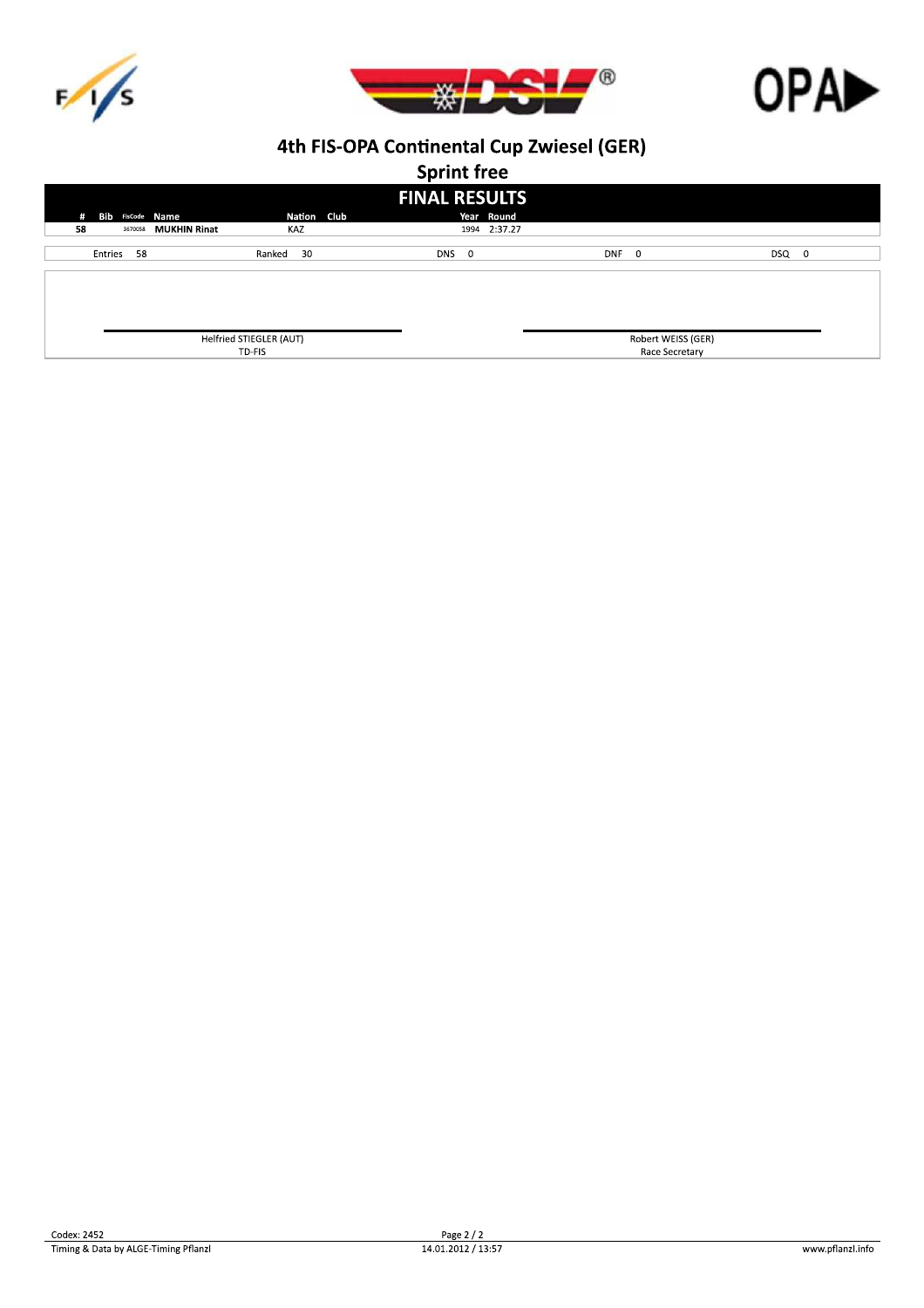# 4th FIS-OPA Continental Cup Zwiesel (GER)

## Sprint free

### FINAL RESULTS

| # | Bib | FisCode | Name | Nation | Club | Year | Round |
|---|---|---|---|---|---|---|---|
| 58 | | 3670058 | **MUKHIN Rinat** | KAZ | | 1994 | 2:37.27 |

| Entries 58 | Ranked 30 | DNS 0 | DNF 0 | DSQ 0 |
|---|---|---|---|---|

| Helfried STIEGLER (AUT) | Robert WEISS (GER) |
|---|---|
| TD-FIS | Race Secretary |

Codex: 2452

Timing & Data by ALGE-Timing Pflanzl

14.01.2012 / 13:57

www.pflanzl.info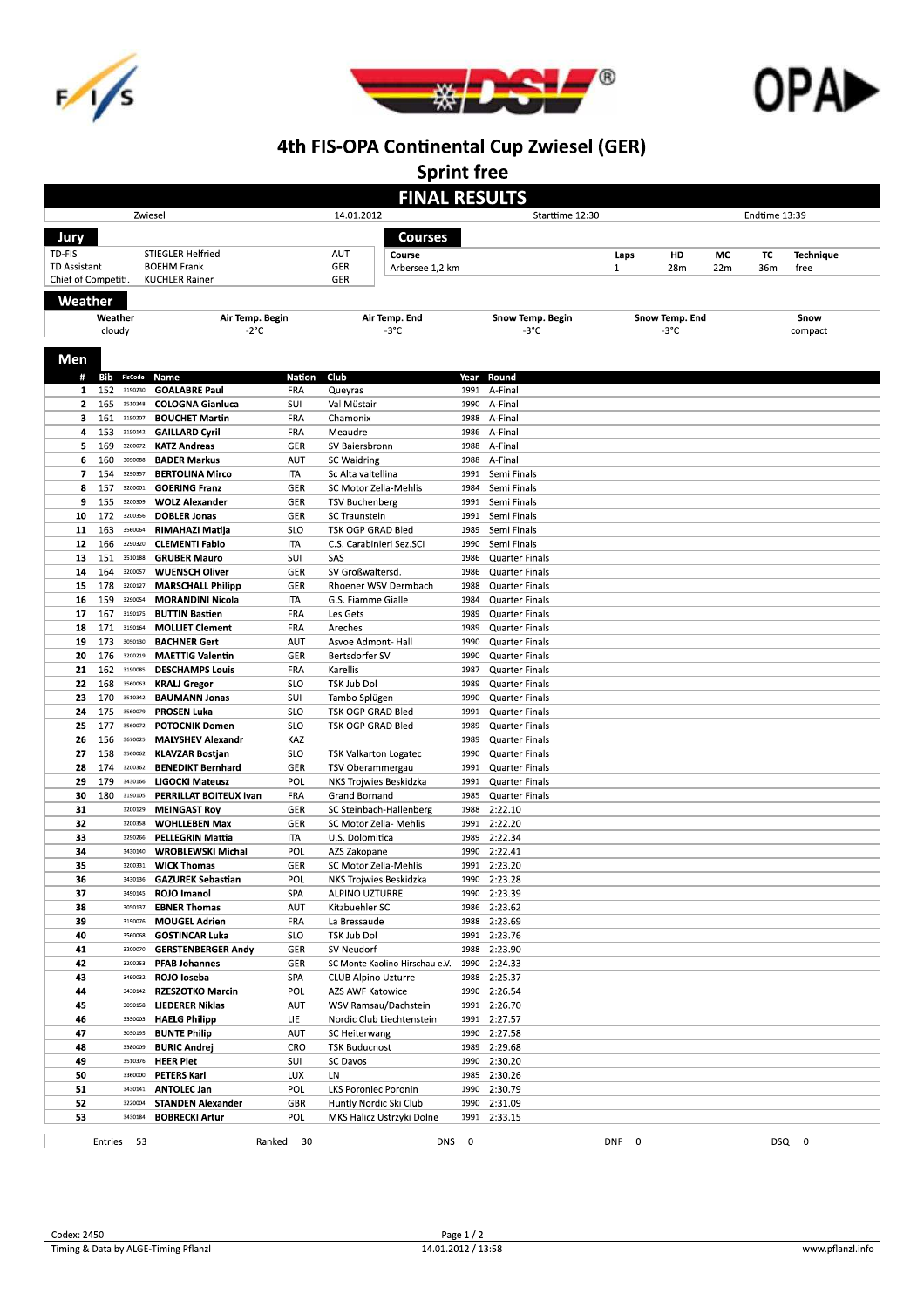# 4th FIS-OPA Continental Cup Zwiesel (GER)

## Sprint free

## FINAL RESULTS

| Zwiesel | 14.01.2012 | Starttime 12:30 | Endtime 13:39 |
|---|---|---|---|

### Jury

| | | |
|---|---|---|
| TD-FIS | STIEGLER Helfried | AUT |
| TD Assistant | BOEHM Frank | GER |
| Chief of Competiti. | KUCHLER Rainer | GER |

### Courses

| Course | Laps | HD | MC | TC | Technique |
|---|---|---|---|---|---|
| Arbersee 1,2 km | 1 | 28m | 22m | 36m | free |

### Weather

| Weather | Air Temp. Begin | Air Temp. End | Snow Temp. Begin | Snow Temp. End | Snow |
|---|---|---|---|---|---|
| cloudy | -2°C | -3°C | -3°C | -3°C | compact |

### Men

| # | Bib | FisCode | Name | Nation | Club | Year | Round |
|---|---|---|---|---|---|---|---|
| 1 | 152 | 3190230 | GOALABRE Paul | FRA | Queyras | 1991 | A-Final |
| 2 | 165 | 3510348 | COLOGNA Gianluca | SUI | Val Müstair | 1990 | A-Final |
| 3 | 161 | 3190207 | BOUCHET Martin | FRA | Chamonix | 1988 | A-Final |
| 4 | 153 | 3190142 | GAILLARD Cyril | FRA | Meaudre | 1986 | A-Final |
| 5 | 169 | 3200072 | KATZ Andreas | GER | SV Baiersbronn | 1988 | A-Final |
| 6 | 160 | 3050088 | BADER Markus | AUT | SC Waidring | 1988 | A-Final |
| 7 | 154 | 3290357 | BERTOLINA Mirco | ITA | Sc Alta valtellina | 1991 | Semi Finals |
| 8 | 157 | 3200001 | GOERING Franz | GER | SC Motor Zella-Mehlis | 1984 | Semi Finals |
| 9 | 155 | 3200309 | WOLZ Alexander | GER | TSV Buchenberg | 1991 | Semi Finals |
| 10 | 172 | 3200356 | DOBLER Jonas | GER | SC Traunstein | 1991 | Semi Finals |
| 11 | 163 | 3560064 | RIMAHAZI Matija | SLO | TSK OGP GRAD Bled | 1989 | Semi Finals |
| 12 | 166 | 3290320 | CLEMENTI Fabio | ITA | C.S. Carabinieri Sez.SCI | 1990 | Semi Finals |
| 13 | 151 | 3510188 | GRUBER Mauro | SUI | SAS | 1986 | Quarter Finals |
| 14 | 164 | 3200057 | WUENSCH Oliver | GER | SV Großwaltersd. | 1986 | Quarter Finals |
| 15 | 178 | 3200127 | MARSCHALL Philipp | GER | Rhoener WSV Dermbach | 1988 | Quarter Finals |
| 16 | 159 | 3290054 | MORANDINI Nicola | ITA | G.S. Fiamme Gialle | 1984 | Quarter Finals |
| 17 | 167 | 3190175 | BUTTIN Bastien | FRA | Les Gets | 1989 | Quarter Finals |
| 18 | 171 | 3190164 | MOLLIET Clement | FRA | Areches | 1989 | Quarter Finals |
| 19 | 173 | 3050130 | BACHNER Gert | AUT | Asvoe Admont- Hall | 1990 | Quarter Finals |
| 20 | 176 | 3200219 | MAETTIG Valentin | GER | Bertsdorfer SV | 1990 | Quarter Finals |
| 21 | 162 | 3190085 | DESCHAMPS Louis | FRA | Karellis | 1987 | Quarter Finals |
| 22 | 168 | 3560063 | KRALJ Gregor | SLO | TSK Jub Dol | 1989 | Quarter Finals |
| 23 | 170 | 3510342 | BAUMANN Jonas | SUI | Tambo Splügen | 1990 | Quarter Finals |
| 24 | 175 | 3560079 | PROSEN Luka | SLO | TSK OGP GRAD Bled | 1991 | Quarter Finals |
| 25 | 177 | 3560072 | POTOCNIK Domen | SLO | TSK OGP GRAD Bled | 1989 | Quarter Finals |
| 26 | 156 | 3670025 | MALYSHEV Alexandr | KAZ | | 1989 | Quarter Finals |
| 27 | 158 | 3560062 | KLAVZAR Bostjan | SLO | TSK Valkarton Logatec | 1990 | Quarter Finals |
| 28 | 174 | 3200362 | BENEDIKT Bernhard | GER | TSV Oberammergau | 1991 | Quarter Finals |
| 29 | 179 | 3430166 | LIGOCKI Mateusz | POL | NKS Trojwies Beskidzka | 1991 | Quarter Finals |
| 30 | 180 | 3190105 | PERRILLAT BOITEUX Ivan | FRA | Grand Bornand | 1985 | Quarter Finals |
| 31 | | 3200129 | MEINGAST Roy | GER | SC Steinbach-Hallenberg | 1988 | 2:22.10 |
| 32 | | 3200358 | WOHLLEBEN Max | GER | SC Motor Zella- Mehlis | 1991 | 2:22.20 |
| 33 | | 3290266 | PELLEGRIN Mattia | ITA | U.S. Dolomitica | 1989 | 2:22.34 |
| 34 | | 3430140 | WROBLEWSKI Michal | POL | AZS Zakopane | 1990 | 2:22.41 |
| 35 | | 3200331 | WICK Thomas | GER | SC Motor Zella-Mehlis | 1991 | 2:23.20 |
| 36 | | 3430136 | GAZUREK Sebastian | POL | NKS Trojwies Beskidzka | 1990 | 2:23.28 |
| 37 | | 3490145 | ROJO Imanol | SPA | ALPINO UZTURRE | 1990 | 2:23.39 |
| 38 | | 3050137 | EBNER Thomas | AUT | Kitzbuehler SC | 1986 | 2:23.62 |
| 39 | | 3190076 | MOUGEL Adrien | FRA | La Bressaude | 1988 | 2:23.69 |
| 40 | | 3560068 | GOSTINCAR Luka | SLO | TSK Jub Dol | 1991 | 2:23.76 |
| 41 | | 3200070 | GERSTENBERGER Andy | GER | SV Neudorf | 1988 | 2:23.90 |
| 42 | | 3200253 | PFAB Johannes | GER | SC Monte Kaolino Hirschau e.V. | 1990 | 2:24.33 |
| 43 | | 3490032 | ROJO Ioseba | SPA | CLUB Alpino Uzturre | 1988 | 2:25.37 |
| 44 | | 3430142 | RZESZOTKO Marcin | POL | AZS AWF Katowice | 1990 | 2:26.54 |
| 45 | | 3050158 | LIEDERER Niklas | AUT | WSV Ramsau/Dachstein | 1991 | 2:26.70 |
| 46 | | 3350003 | HAELG Philipp | LIE | Nordic Club Liechtenstein | 1991 | 2:27.57 |
| 47 | | 3050195 | BUNTE Philip | AUT | SC Heiterwang | 1990 | 2:27.58 |
| 48 | | 3380009 | BURIC Andrej | CRO | TSK Buducnost | 1989 | 2:29.68 |
| 49 | | 3510376 | HEER Piet | SUI | SC Davos | 1990 | 2:30.20 |
| 50 | | 3360000 | PETERS Kari | LUX | LN | 1985 | 2:30.26 |
| 51 | | 3430141 | ANTOLEC Jan | POL | LKS Poroniec Poronin | 1990 | 2:30.79 |
| 52 | | 3220004 | STANDEN Alexander | GBR | Huntly Nordic Ski Club | 1990 | 2:31.09 |
| 53 | | 3430184 | BOBRECKI Artur | POL | MKS Halicz Ustrzyki Dolne | 1991 | 2:33.15 |

| Entries 53 | Ranked 30 | DNS 0 | DNF 0 | DSQ 0 |
|---|---|---|---|---|

Codex: 2450

Timing & Data by ALGE-Timing Pflanzl

14.01.2012 / 13:58

www.pflanzl.info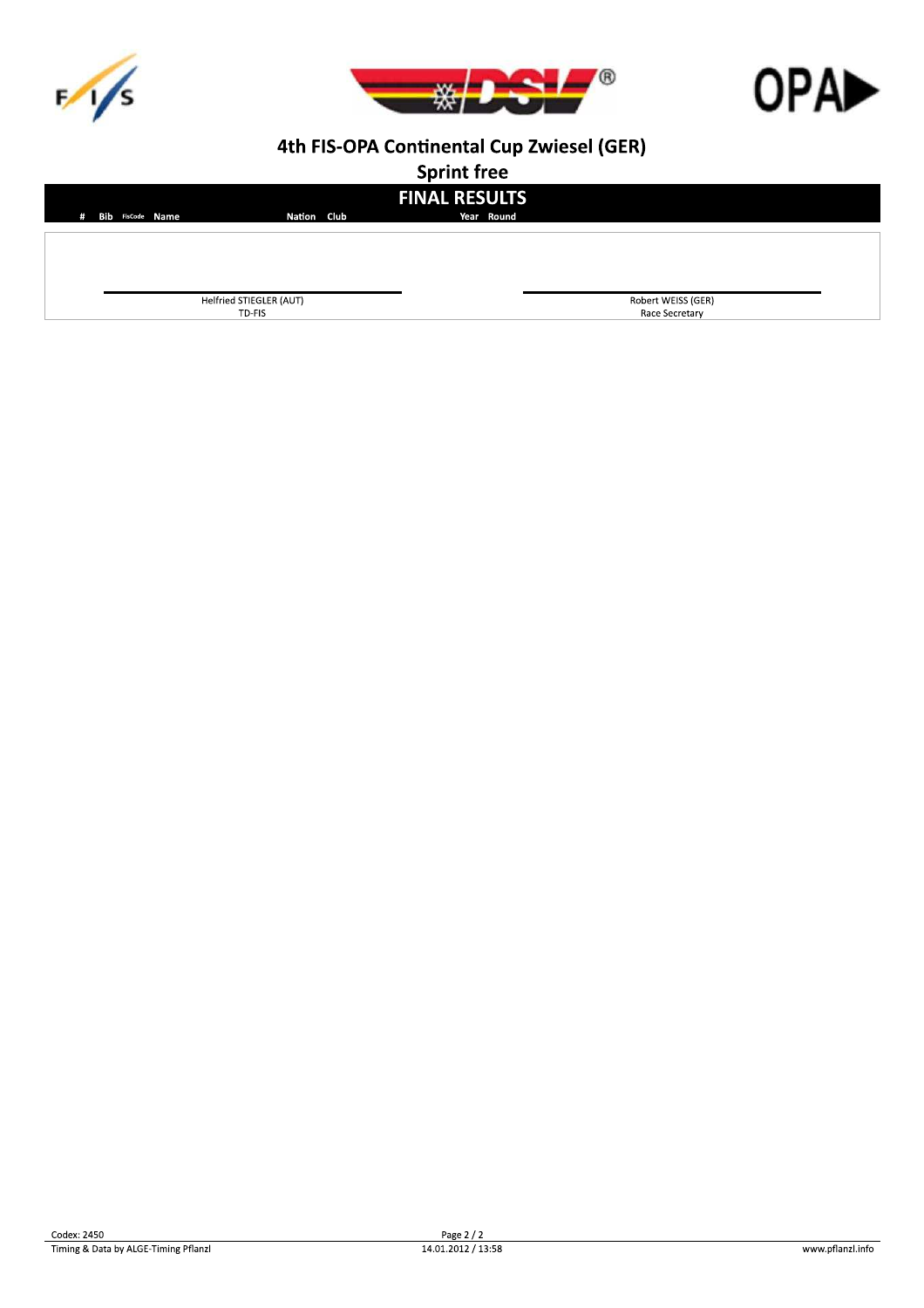# 4th FIS-OPA Continental Cup Zwiesel (GER)

## Sprint free

## FINAL RESULTS

| # | Bib | FisCode | Name | Nation | Club | Year | Round |
|---|---|---|---|---|---|---|---|

Helfried STIEGLER (AUT)
TD-FIS

Robert WEISS (GER)
Race Secretary

Codex: 2450
Timing & Data by ALGE-Timing Pflanzl
14.01.2012 / 13:58
www.pflanzl.info